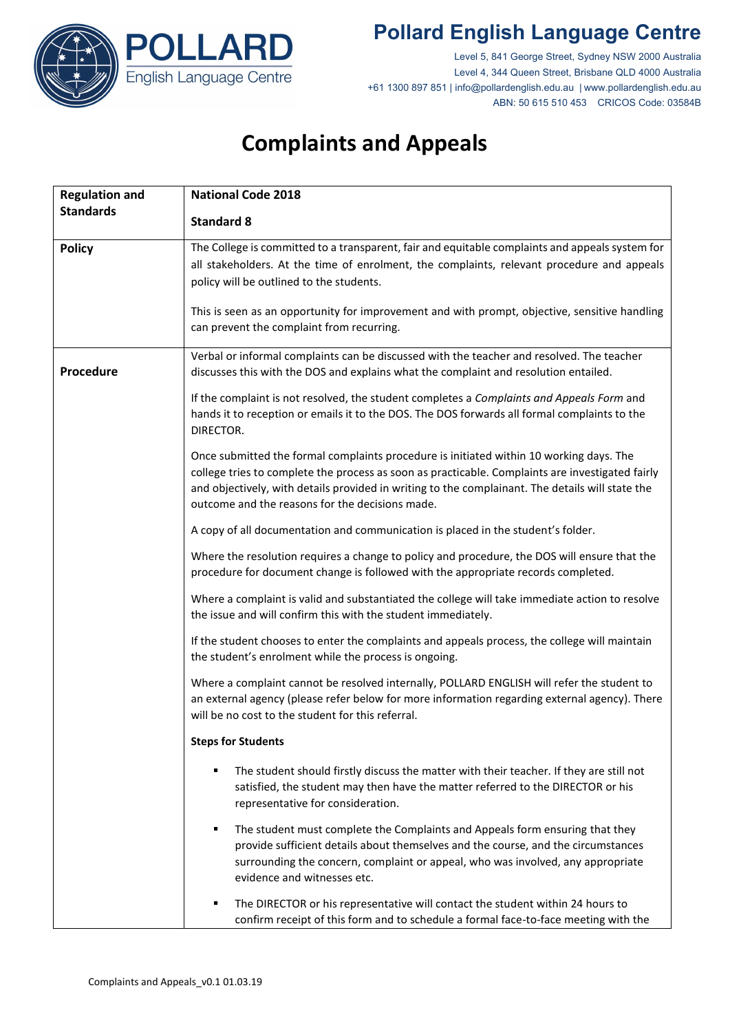# Pollard English Language Centre

Level 5, 841 George Street, Sydney NSW 2000 Australia
Level 4, 344 Queen Street, Brisbane QLD 4000 Australia
+61 1300 897 851 | info@pollardenglish.edu.au | www.pollardenglish.edu.au
ABN: 50 615 510 453 CRICOS Code: 03584B

# Complaints and Appeals

| **Regulation and Standards** | **National Code 2018**<br><br>**Standard 8** |
|---|---|
| **Policy** | The College is committed to a transparent, fair and equitable complaints and appeals system for all stakeholders. At the time of enrolment, the complaints, relevant procedure and appeals policy will be outlined to the students.<br><br>This is seen as an opportunity for improvement and with prompt, objective, sensitive handling can prevent the complaint from recurring. |
| **Procedure** | Verbal or informal complaints can be discussed with the teacher and resolved. The teacher discusses this with the DOS and explains what the complaint and resolution entailed.<br><br>If the complaint is not resolved, the student completes a *Complaints and Appeals Form* and hands it to reception or emails it to the DOS. The DOS forwards all formal complaints to the DIRECTOR.<br><br>Once submitted the formal complaints procedure is initiated within 10 working days. The college tries to complete the process as soon as practicable. Complaints are investigated fairly and objectively, with details provided in writing to the complainant. The details will state the outcome and the reasons for the decisions made.<br><br>A copy of all documentation and communication is placed in the student's folder.<br><br>Where the resolution requires a change to policy and procedure, the DOS will ensure that the procedure for document change is followed with the appropriate records completed.<br><br>Where a complaint is valid and substantiated the college will take immediate action to resolve the issue and will confirm this with the student immediately.<br><br>If the student chooses to enter the complaints and appeals process, the college will maintain the student's enrolment while the process is ongoing.<br><br>Where a complaint cannot be resolved internally, POLLARD ENGLISH will refer the student to an external agency (please refer below for more information regarding external agency). There will be no cost to the student for this referral.<br><br>**Steps for Students**<br><br>▪ The student should firstly discuss the matter with their teacher. If they are still not satisfied, the student may then have the matter referred to the DIRECTOR or his representative for consideration.<br><br>▪ The student must complete the Complaints and Appeals form ensuring that they provide sufficient details about themselves and the course, and the circumstances surrounding the concern, complaint or appeal, who was involved, any appropriate evidence and witnesses etc.<br><br>▪ The DIRECTOR or his representative will contact the student within 24 hours to confirm receipt of this form and to schedule a formal face-to-face meeting with the |

Complaints and Appeals_v0.1 01.03.19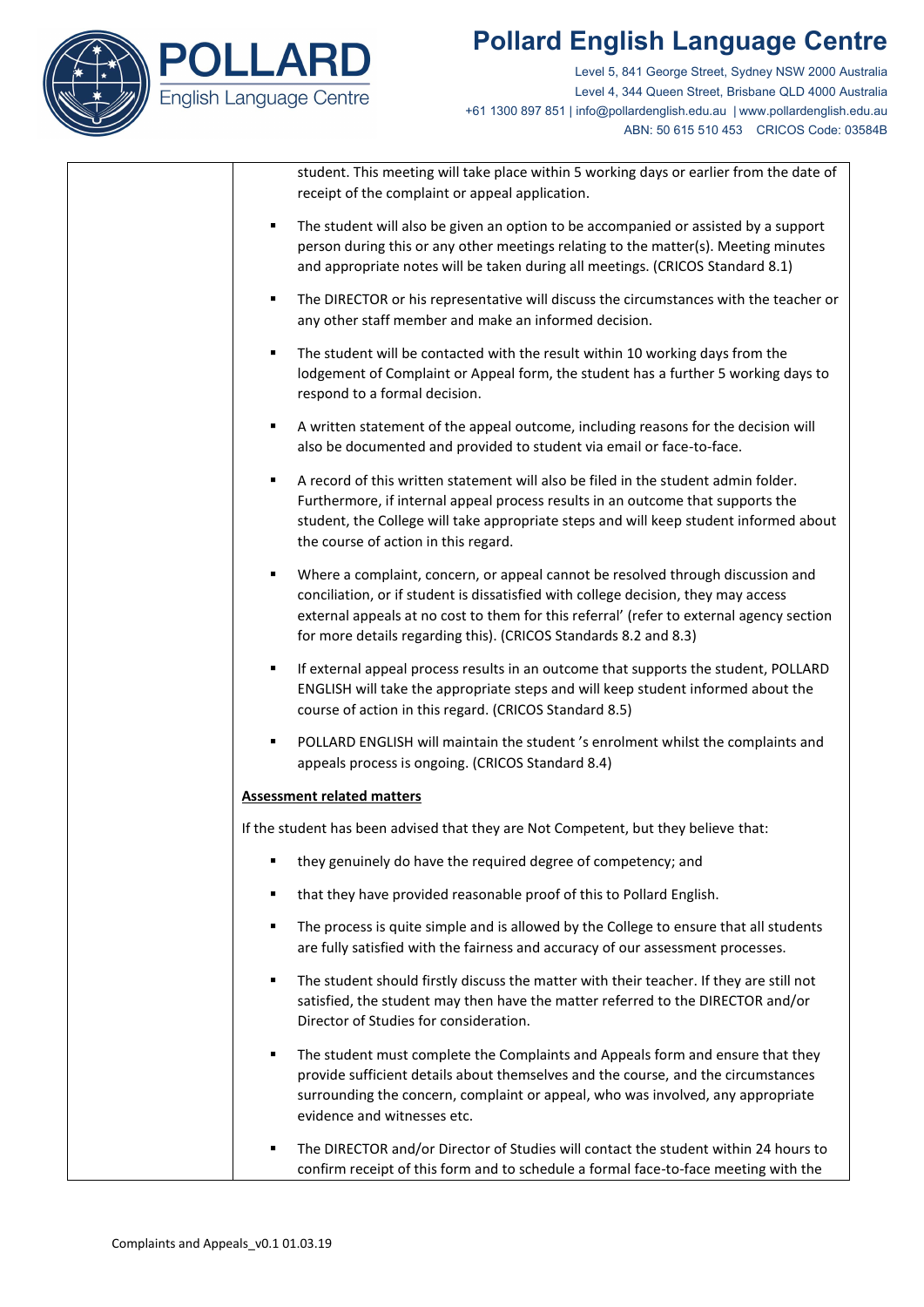student. This meeting will take place within 5 working days or earlier from the date of receipt of the complaint or appeal application.

- The student will also be given an option to be accompanied or assisted by a support person during this or any other meetings relating to the matter(s). Meeting minutes and appropriate notes will be taken during all meetings. (CRICOS Standard 8.1)
- The DIRECTOR or his representative will discuss the circumstances with the teacher or any other staff member and make an informed decision.
- The student will be contacted with the result within 10 working days from the lodgement of Complaint or Appeal form, the student has a further 5 working days to respond to a formal decision.
- A written statement of the appeal outcome, including reasons for the decision will also be documented and provided to student via email or face-to-face.
- A record of this written statement will also be filed in the student admin folder. Furthermore, if internal appeal process results in an outcome that supports the student, the College will take appropriate steps and will keep student informed about the course of action in this regard.
- Where a complaint, concern, or appeal cannot be resolved through discussion and conciliation, or if student is dissatisfied with college decision, they may access external appeals at no cost to them for this referral' (refer to external agency section for more details regarding this). (CRICOS Standards 8.2 and 8.3)
- If external appeal process results in an outcome that supports the student, POLLARD ENGLISH will take the appropriate steps and will keep student informed about the course of action in this regard. (CRICOS Standard 8.5)
- POLLARD ENGLISH will maintain the student 's enrolment whilst the complaints and appeals process is ongoing. (CRICOS Standard 8.4)

**Assessment related matters**

If the student has been advised that they are Not Competent, but they believe that:

- they genuinely do have the required degree of competency; and
- that they have provided reasonable proof of this to Pollard English.
- The process is quite simple and is allowed by the College to ensure that all students are fully satisfied with the fairness and accuracy of our assessment processes.
- The student should firstly discuss the matter with their teacher. If they are still not satisfied, the student may then have the matter referred to the DIRECTOR and/or Director of Studies for consideration.
- The student must complete the Complaints and Appeals form and ensure that they provide sufficient details about themselves and the course, and the circumstances surrounding the concern, complaint or appeal, who was involved, any appropriate evidence and witnesses etc.
- The DIRECTOR and/or Director of Studies will contact the student within 24 hours to confirm receipt of this form and to schedule a formal face-to-face meeting with the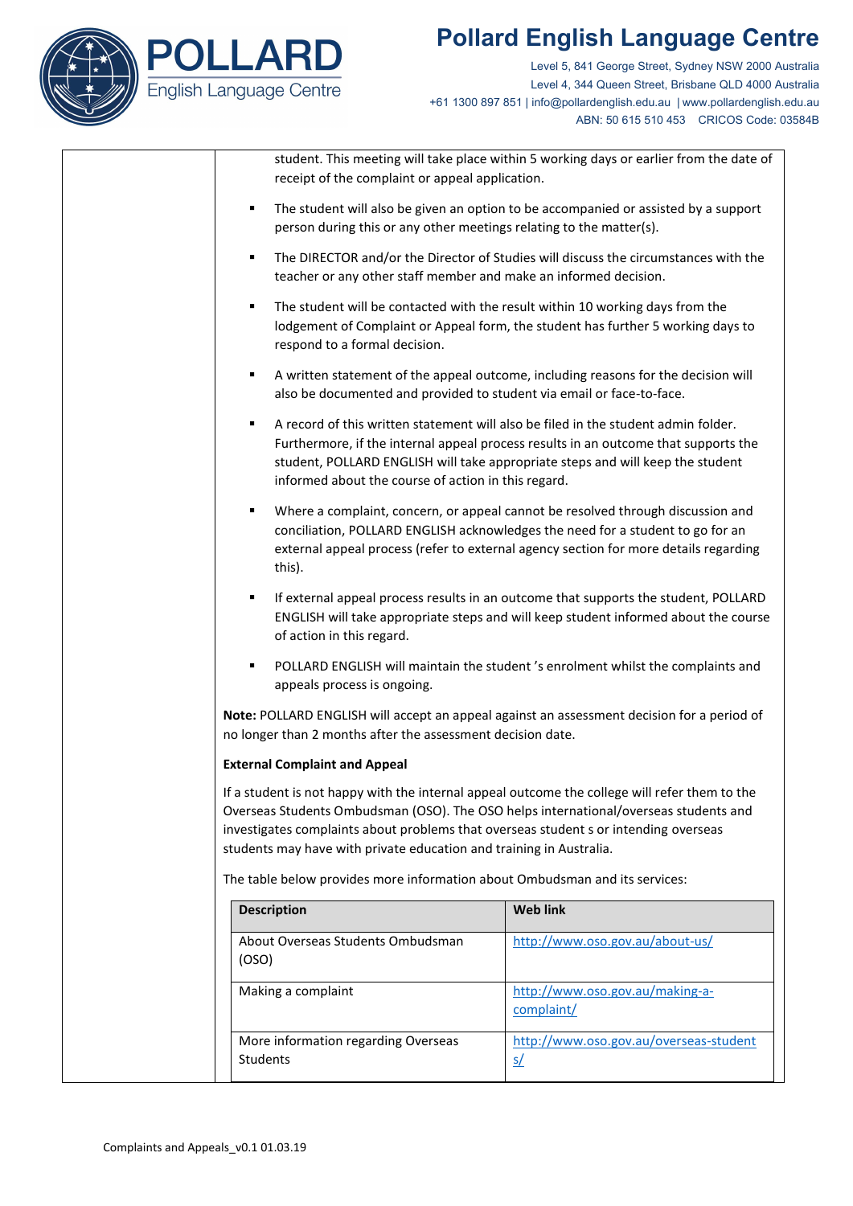student. This meeting will take place within 5 working days or earlier from the date of receipt of the complaint or appeal application.

- The student will also be given an option to be accompanied or assisted by a support person during this or any other meetings relating to the matter(s).
- The DIRECTOR and/or the Director of Studies will discuss the circumstances with the teacher or any other staff member and make an informed decision.
- The student will be contacted with the result within 10 working days from the lodgement of Complaint or Appeal form, the student has further 5 working days to respond to a formal decision.
- A written statement of the appeal outcome, including reasons for the decision will also be documented and provided to student via email or face-to-face.
- A record of this written statement will also be filed in the student admin folder. Furthermore, if the internal appeal process results in an outcome that supports the student, POLLARD ENGLISH will take appropriate steps and will keep the student informed about the course of action in this regard.
- Where a complaint, concern, or appeal cannot be resolved through discussion and conciliation, POLLARD ENGLISH acknowledges the need for a student to go for an external appeal process (refer to external agency section for more details regarding this).
- If external appeal process results in an outcome that supports the student, POLLARD ENGLISH will take appropriate steps and will keep student informed about the course of action in this regard.
- POLLARD ENGLISH will maintain the student 's enrolment whilst the complaints and appeals process is ongoing.

**Note:** POLLARD ENGLISH will accept an appeal against an assessment decision for a period of no longer than 2 months after the assessment decision date.

**External Complaint and Appeal**

If a student is not happy with the internal appeal outcome the college will refer them to the Overseas Students Ombudsman (OSO). The OSO helps international/overseas students and investigates complaints about problems that overseas student s or intending overseas students may have with private education and training in Australia.

The table below provides more information about Ombudsman and its services:

| Description | Web link |
|---|---|
| About Overseas Students Ombudsman (OSO) | http://www.oso.gov.au/about-us/ |
| Making a complaint | http://www.oso.gov.au/making-a-complaint/ |
| More information regarding Overseas Students | http://www.oso.gov.au/overseas-students/ |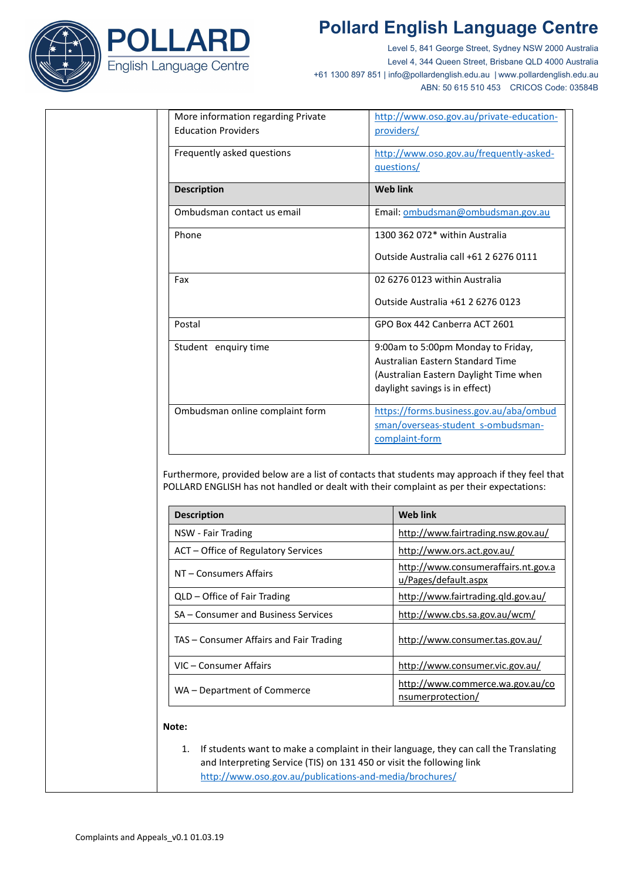| | |
|---|---|
| More information regarding Private Education Providers | http://www.oso.gov.au/private-education-providers/ |
| Frequently asked questions | http://www.oso.gov.au/frequently-asked-questions/ |
| **Description** | **Web link** |
| Ombudsman contact us email | Email: ombudsman@ombudsman.gov.au |
| Phone | 1300 362 072* within Australia<br><br>Outside Australia call +61 2 6276 0111 |
| Fax | 02 6276 0123 within Australia<br><br>Outside Australia +61 2 6276 0123 |
| Postal | GPO Box 442 Canberra ACT 2601 |
| Student enquiry time | 9:00am to 5:00pm Monday to Friday, Australian Eastern Standard Time (Australian Eastern Daylight Time when daylight savings is in effect) |
| Ombudsman online complaint form | https://forms.business.gov.au/aba/ombudsman/overseas-student_s-ombudsman-complaint-form |

Furthermore, provided below are a list of contacts that students may approach if they feel that POLLARD ENGLISH has not handled or dealt with their complaint as per their expectations:

| Description | Web link |
|---|---|
| NSW - Fair Trading | http://www.fairtrading.nsw.gov.au/ |
| ACT – Office of Regulatory Services | http://www.ors.act.gov.au/ |
| NT – Consumers Affairs | http://www.consumeraffairs.nt.gov.au/Pages/default.aspx |
| QLD – Office of Fair Trading | http://www.fairtrading.qld.gov.au/ |
| SA – Consumer and Business Services | http://www.cbs.sa.gov.au/wcm/ |
| TAS – Consumer Affairs and Fair Trading | http://www.consumer.tas.gov.au/ |
| VIC – Consumer Affairs | http://www.consumer.vic.gov.au/ |
| WA – Department of Commerce | http://www.commerce.wa.gov.au/consumerprotection/ |

**Note:**

1. If students want to make a complaint in their language, they can call the Translating and Interpreting Service (TIS) on 131 450 or visit the following link http://www.oso.gov.au/publications-and-media/brochures/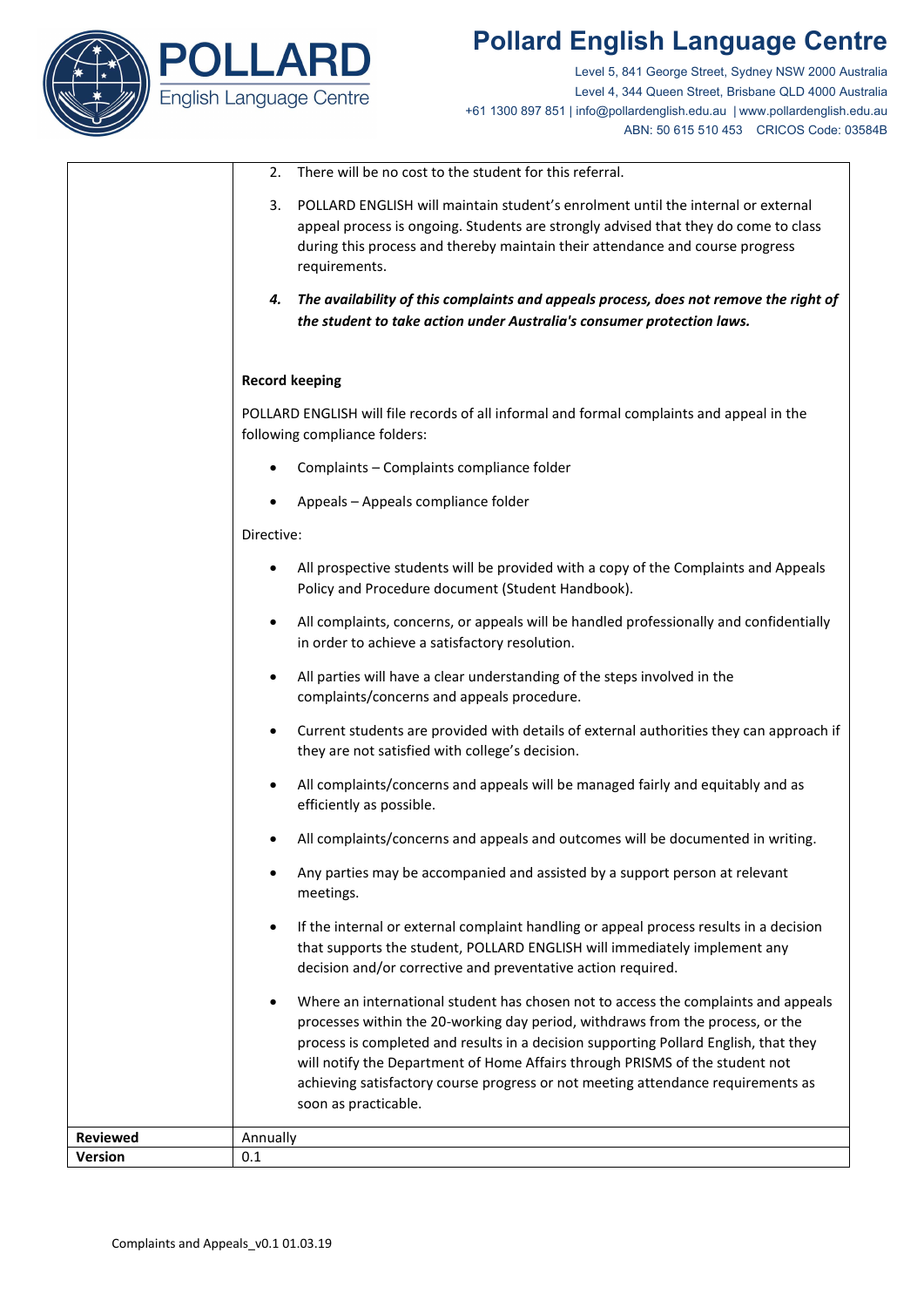2. There will be no cost to the student for this referral.
3. POLLARD ENGLISH will maintain student's enrolment until the internal or external appeal process is ongoing. Students are strongly advised that they do come to class during this process and thereby maintain their attendance and course progress requirements.
4. ***The availability of this complaints and appeals process, does not remove the right of the student to take action under Australia's consumer protection laws.***

**Record keeping**

POLLARD ENGLISH will file records of all informal and formal complaints and appeal in the following compliance folders:

- Complaints – Complaints compliance folder
- Appeals – Appeals compliance folder

Directive:

- All prospective students will be provided with a copy of the Complaints and Appeals Policy and Procedure document (Student Handbook).
- All complaints, concerns, or appeals will be handled professionally and confidentially in order to achieve a satisfactory resolution.
- All parties will have a clear understanding of the steps involved in the complaints/concerns and appeals procedure.
- Current students are provided with details of external authorities they can approach if they are not satisfied with college's decision.
- All complaints/concerns and appeals will be managed fairly and equitably and as efficiently as possible.
- All complaints/concerns and appeals and outcomes will be documented in writing.
- Any parties may be accompanied and assisted by a support person at relevant meetings.
- If the internal or external complaint handling or appeal process results in a decision that supports the student, POLLARD ENGLISH will immediately implement any decision and/or corrective and preventative action required.
- Where an international student has chosen not to access the complaints and appeals processes within the 20-working day period, withdraws from the process, or the process is completed and results in a decision supporting Pollard English, that they will notify the Department of Home Affairs through PRISMS of the student not achieving satisfactory course progress or not meeting attendance requirements as soon as practicable.

| | |
|---|---|
| **Reviewed** | Annually |
| **Version** | 0.1 |

Complaints and Appeals_v0.1 01.03.19